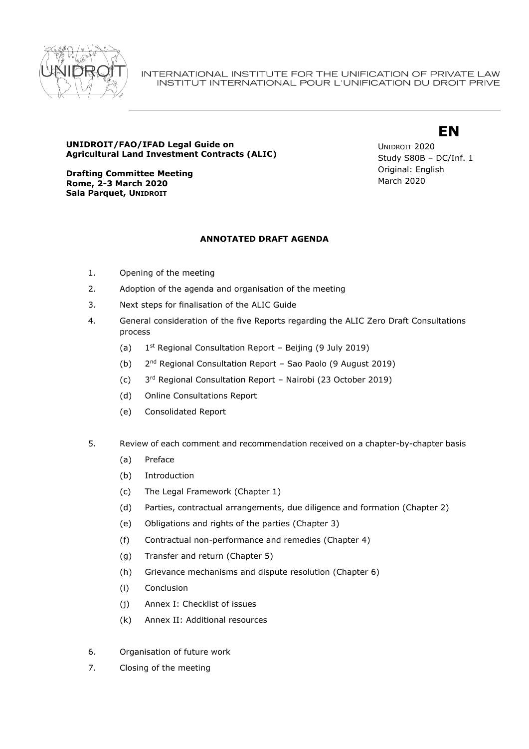INTERNATIONAL INSTITUTE FOR THE UNIFICATION OF PRIVATE LAW
INSTITUT INTERNATIONAL POUR L'UNIFICATION DU DROIT PRIVE

**EN**

**UNIDROIT/FAO/IFAD Legal Guide on Agricultural Land Investment Contracts (ALIC)**

**Drafting Committee Meeting**
**Rome, 2-3 March 2020**
**Sala Parquet, UNIDROIT**

UNIDROIT 2020
Study S80B – DC/Inf. 1
Original: English
March 2020

## ANNOTATED DRAFT AGENDA

1. Opening of the meeting
2. Adoption of the agenda and organisation of the meeting
3. Next steps for finalisation of the ALIC Guide
4. General consideration of the five Reports regarding the ALIC Zero Draft Consultations process
    - (a) 1st Regional Consultation Report – Beijing (9 July 2019)
    - (b) 2nd Regional Consultation Report – Sao Paolo (9 August 2019)
    - (c) 3rd Regional Consultation Report – Nairobi (23 October 2019)
    - (d) Online Consultations Report
    - (e) Consolidated Report
5. Review of each comment and recommendation received on a chapter-by-chapter basis
    - (a) Preface
    - (b) Introduction
    - (c) The Legal Framework (Chapter 1)
    - (d) Parties, contractual arrangements, due diligence and formation (Chapter 2)
    - (e) Obligations and rights of the parties (Chapter 3)
    - (f) Contractual non-performance and remedies (Chapter 4)
    - (g) Transfer and return (Chapter 5)
    - (h) Grievance mechanisms and dispute resolution (Chapter 6)
    - (i) Conclusion
    - (j) Annex I: Checklist of issues
    - (k) Annex II: Additional resources
6. Organisation of future work
7. Closing of the meeting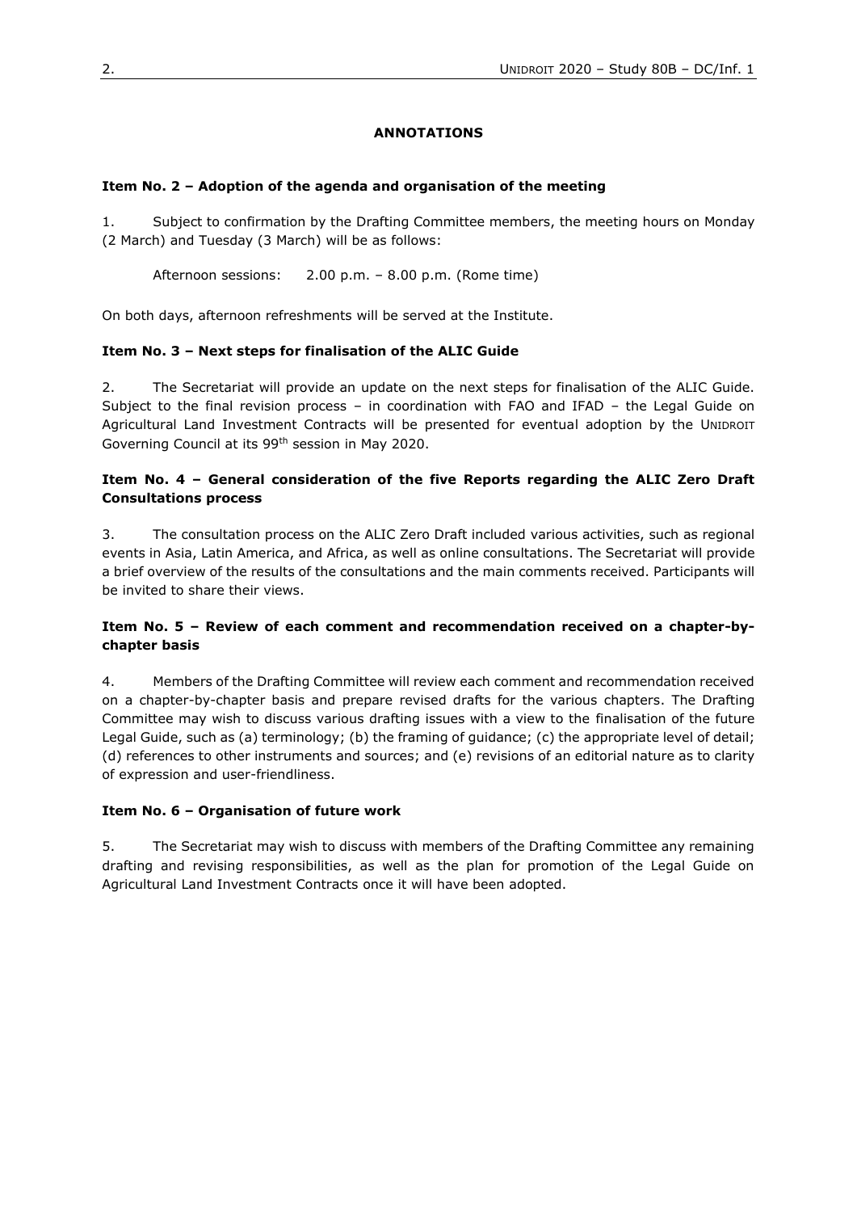**ANNOTATIONS**

**Item No. 2 – Adoption of the agenda and organisation of the meeting**

1. Subject to confirmation by the Drafting Committee members, the meeting hours on Monday (2 March) and Tuesday (3 March) will be as follows:

Afternoon sessions: 2.00 p.m. – 8.00 p.m. (Rome time)

On both days, afternoon refreshments will be served at the Institute.

**Item No. 3 – Next steps for finalisation of the ALIC Guide**

2. The Secretariat will provide an update on the next steps for finalisation of the ALIC Guide. Subject to the final revision process – in coordination with FAO and IFAD – the Legal Guide on Agricultural Land Investment Contracts will be presented for eventual adoption by the UNIDROIT Governing Council at its 99th session in May 2020.

**Item No. 4 – General consideration of the five Reports regarding the ALIC Zero Draft Consultations process**

3. The consultation process on the ALIC Zero Draft included various activities, such as regional events in Asia, Latin America, and Africa, as well as online consultations. The Secretariat will provide a brief overview of the results of the consultations and the main comments received. Participants will be invited to share their views.

**Item No. 5 – Review of each comment and recommendation received on a chapter-by-chapter basis**

4. Members of the Drafting Committee will review each comment and recommendation received on a chapter-by-chapter basis and prepare revised drafts for the various chapters. The Drafting Committee may wish to discuss various drafting issues with a view to the finalisation of the future Legal Guide, such as (a) terminology; (b) the framing of guidance; (c) the appropriate level of detail; (d) references to other instruments and sources; and (e) revisions of an editorial nature as to clarity of expression and user-friendliness.

**Item No. 6 – Organisation of future work**

5. The Secretariat may wish to discuss with members of the Drafting Committee any remaining drafting and revising responsibilities, as well as the plan for promotion of the Legal Guide on Agricultural Land Investment Contracts once it will have been adopted.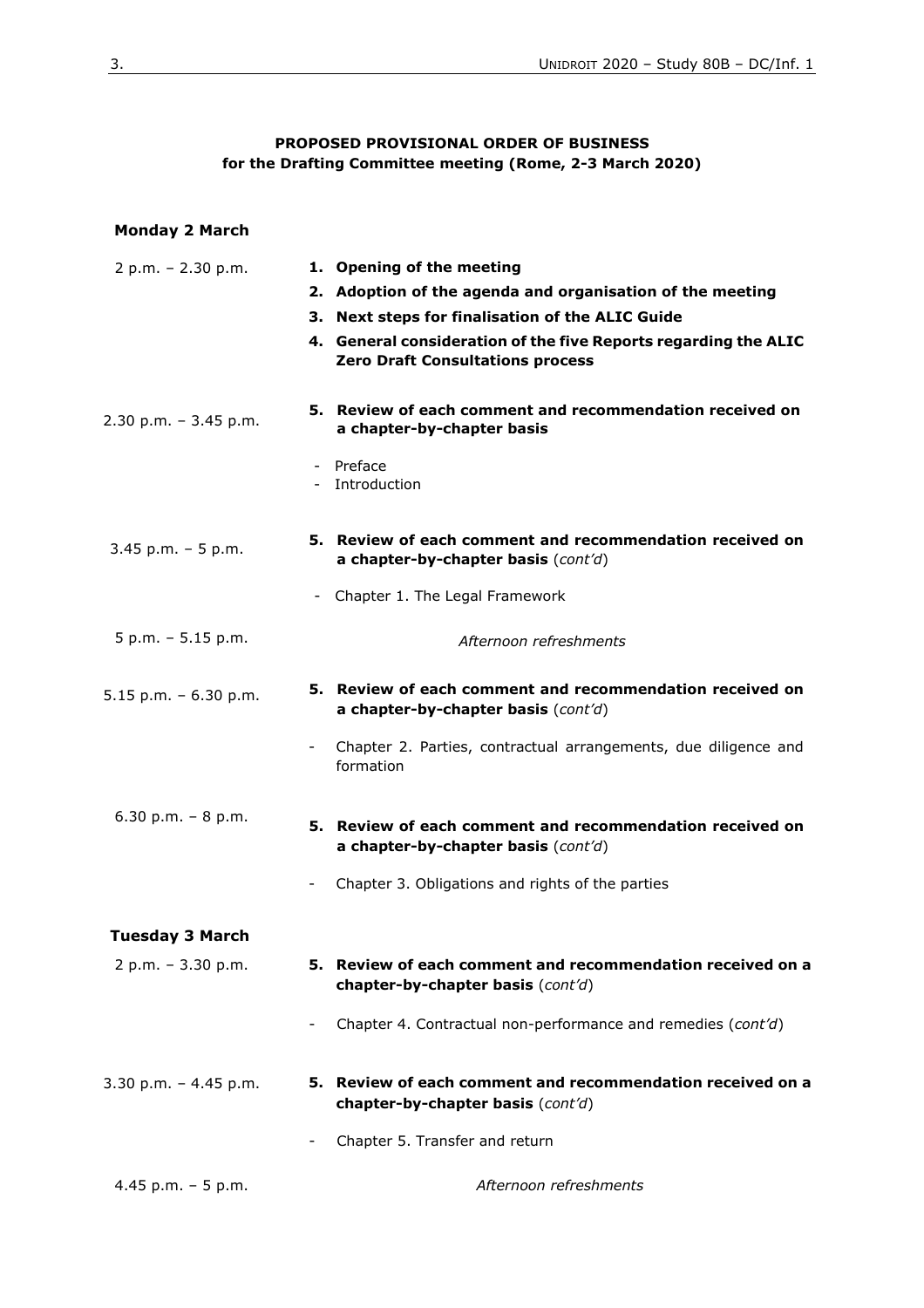**PROPOSED PROVISIONAL ORDER OF BUSINESS**
**for the Drafting Committee meeting (Rome, 2-3 March 2020)**

**Monday 2 March**

| | |
|---|---|
| 2 p.m. – 2.30 p.m. | **1. Opening of the meeting**<br>**2. Adoption of the agenda and organisation of the meeting**<br>**3. Next steps for finalisation of the ALIC Guide**<br>**4. General consideration of the five Reports regarding the ALIC Zero Draft Consultations process** |
| 2.30 p.m. – 3.45 p.m. | **5. Review of each comment and recommendation received on a chapter-by-chapter basis**<br>- Preface<br>- Introduction |
| 3.45 p.m. – 5 p.m. | **5. Review of each comment and recommendation received on a chapter-by-chapter basis** (*cont'd*)<br>- Chapter 1. The Legal Framework |
| 5 p.m. – 5.15 p.m. | *Afternoon refreshments* |
| 5.15 p.m. – 6.30 p.m. | **5. Review of each comment and recommendation received on a chapter-by-chapter basis** (*cont'd*)<br>- Chapter 2. Parties, contractual arrangements, due diligence and formation |
| 6.30 p.m. – 8 p.m. | **5. Review of each comment and recommendation received on a chapter-by-chapter basis** (*cont'd*)<br>- Chapter 3. Obligations and rights of the parties |

**Tuesday 3 March**

| | |
|---|---|
| 2 p.m. – 3.30 p.m. | **5. Review of each comment and recommendation received on a chapter-by-chapter basis** (*cont'd*)<br>- Chapter 4. Contractual non-performance and remedies (*cont'd*) |
| 3.30 p.m. – 4.45 p.m. | **5. Review of each comment and recommendation received on a chapter-by-chapter basis** (*cont'd*)<br>- Chapter 5. Transfer and return |
| 4.45 p.m. – 5 p.m. | *Afternoon refreshments* |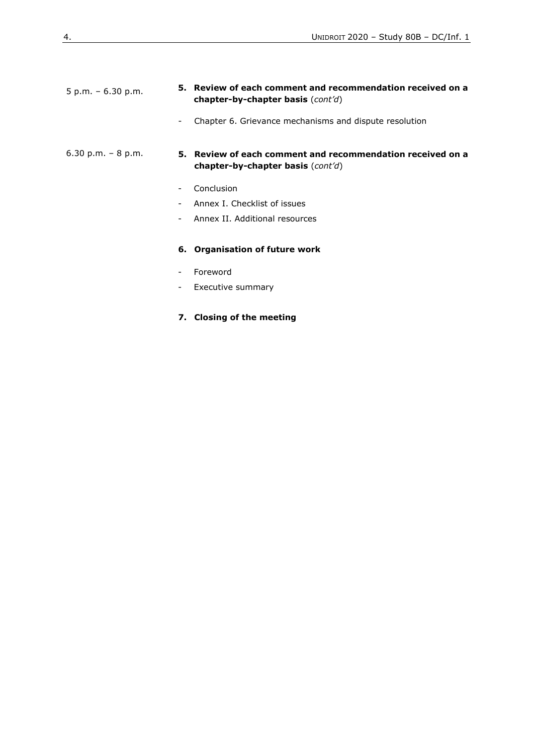5 p.m. – 6.30 p.m.

**5. Review of each comment and recommendation received on a chapter-by-chapter basis** (*cont'd*)

- Chapter 6. Grievance mechanisms and dispute resolution

6.30 p.m. – 8 p.m.

**5. Review of each comment and recommendation received on a chapter-by-chapter basis** (*cont'd*)

- Conclusion
- Annex I. Checklist of issues
- Annex II. Additional resources

**6. Organisation of future work**

- Foreword
- Executive summary

**7. Closing of the meeting**